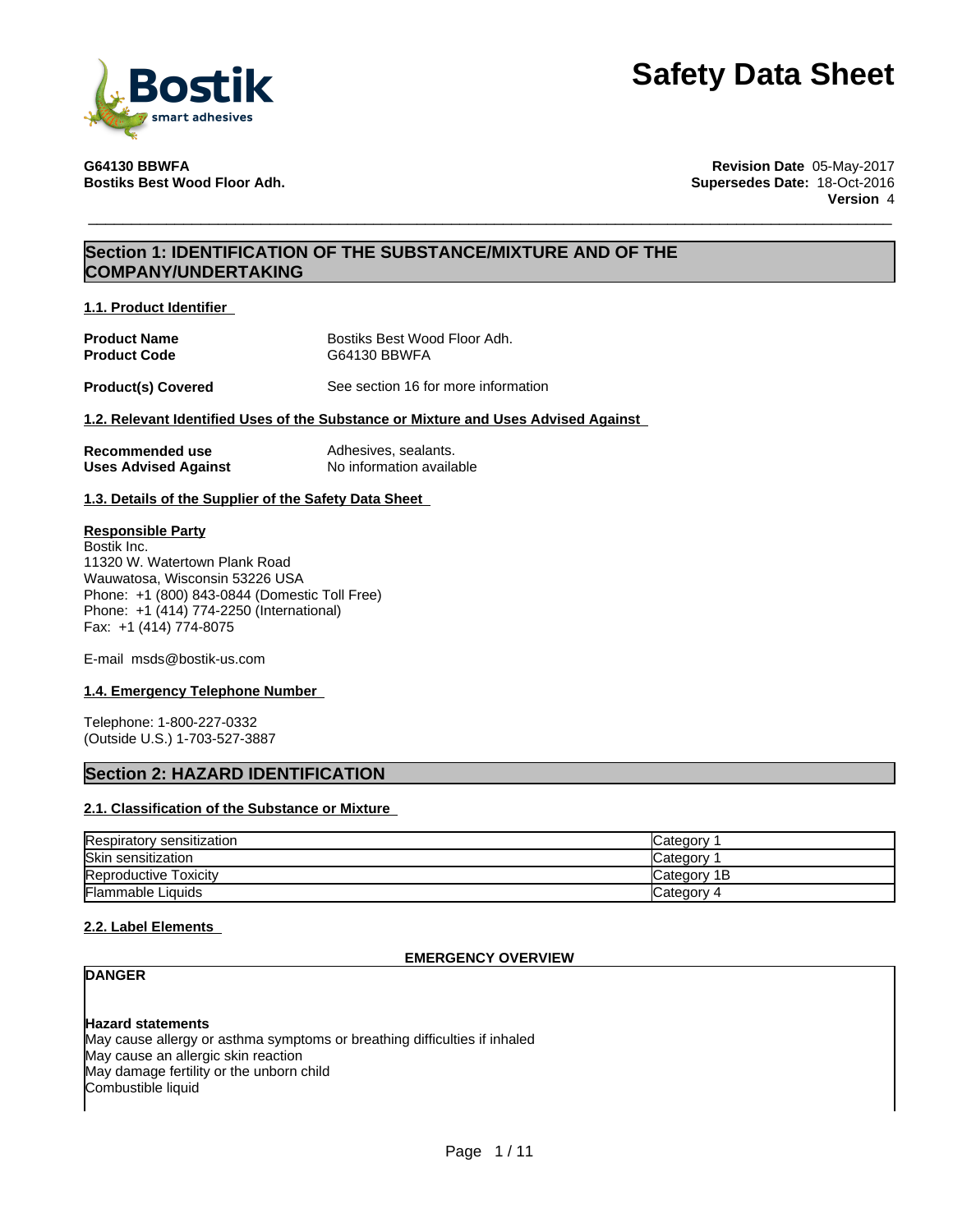# Safety Data Sheet

**G64130 BBWFA**
**Bostiks Best Wood Floor Adh.**

**Revision Date** 05-May-2017
**Supersedes Date:** 18-Oct-2016
**Version** 4

## Section 1: IDENTIFICATION OF THE SUBSTANCE/MIXTURE AND OF THE COMPANY/UNDERTAKING

### 1.1. Product Identifier

| | |
|---|---|
| **Product Name** | Bostiks Best Wood Floor Adh. |
| **Product Code** | G64130 BBWFA |
| **Product(s) Covered** | See section 16 for more information |

### 1.2. Relevant Identified Uses of the Substance or Mixture and Uses Advised Against

| | |
|---|---|
| **Recommended use** | Adhesives, sealants. |
| **Uses Advised Against** | No information available |

### 1.3. Details of the Supplier of the Safety Data Sheet

**Responsible Party**
Bostik Inc.
11320 W. Watertown Plank Road
Wauwatosa, Wisconsin 53226 USA
Phone: +1 (800) 843-0844 (Domestic Toll Free)
Phone: +1 (414) 774-2250 (International)
Fax: +1 (414) 774-8075

E-mail msds@bostik-us.com

### 1.4. Emergency Telephone Number

Telephone: 1-800-227-0332
(Outside U.S.) 1-703-527-3887

## Section 2: HAZARD IDENTIFICATION

### 2.1. Classification of the Substance or Mixture

| | |
|---|---|
| Respiratory sensitization | Category 1 |
| Skin sensitization | Category 1 |
| Reproductive Toxicity | Category 1B |
| Flammable Liquids | Category 4 |

### 2.2. Label Elements

**EMERGENCY OVERVIEW**

**DANGER**

**Hazard statements**
May cause allergy or asthma symptoms or breathing difficulties if inhaled
May cause an allergic skin reaction
May damage fertility or the unborn child
Combustible liquid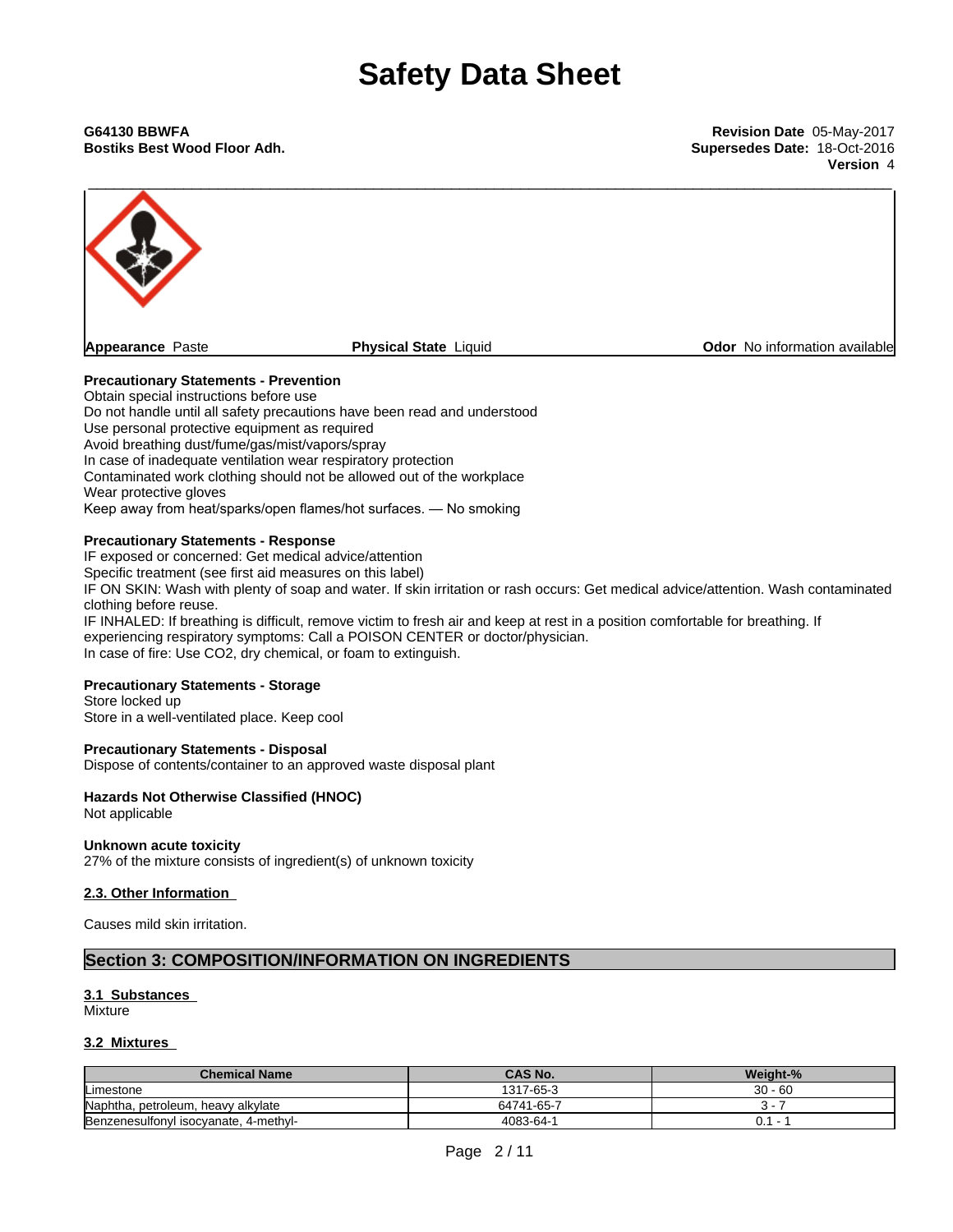**G64130 BBWFA**
**Bostiks Best Wood Floor Adh.**

**Revision Date** 05-May-2017
**Supersedes Date:** 18-Oct-2016
**Version** 4

**Appearance** Paste **Physical State** Liquid **Odor** No information available

**Precautionary Statements - Prevention**
Obtain special instructions before use
Do not handle until all safety precautions have been read and understood
Use personal protective equipment as required
Avoid breathing dust/fume/gas/mist/vapors/spray
In case of inadequate ventilation wear respiratory protection
Contaminated work clothing should not be allowed out of the workplace
Wear protective gloves
Keep away from heat/sparks/open flames/hot surfaces. — No smoking

**Precautionary Statements - Response**
IF exposed or concerned: Get medical advice/attention
Specific treatment (see first aid measures on this label)
IF ON SKIN: Wash with plenty of soap and water. If skin irritation or rash occurs: Get medical advice/attention. Wash contaminated clothing before reuse.
IF INHALED: If breathing is difficult, remove victim to fresh air and keep at rest in a position comfortable for breathing. If experiencing respiratory symptoms: Call a POISON CENTER or doctor/physician.
In case of fire: Use CO2, dry chemical, or foam to extinguish.

**Precautionary Statements - Storage**
Store locked up
Store in a well-ventilated place. Keep cool

**Precautionary Statements - Disposal**
Dispose of contents/container to an approved waste disposal plant

**Hazards Not Otherwise Classified (HNOC)**
Not applicable

**Unknown acute toxicity**
27% of the mixture consists of ingredient(s) of unknown toxicity

**2.3. Other Information**

Causes mild skin irritation.

## Section 3: COMPOSITION/INFORMATION ON INGREDIENTS

**3.1 Substances**
Mixture

**3.2 Mixtures**

| Chemical Name | CAS No. | Weight-% |
|---|---|---|
| Limestone | 1317-65-3 | 30 - 60 |
| Naphtha, petroleum, heavy alkylate | 64741-65-7 | 3 - 7 |
| Benzenesulfonyl isocyanate, 4-methyl- | 4083-64-1 | 0.1 - 1 |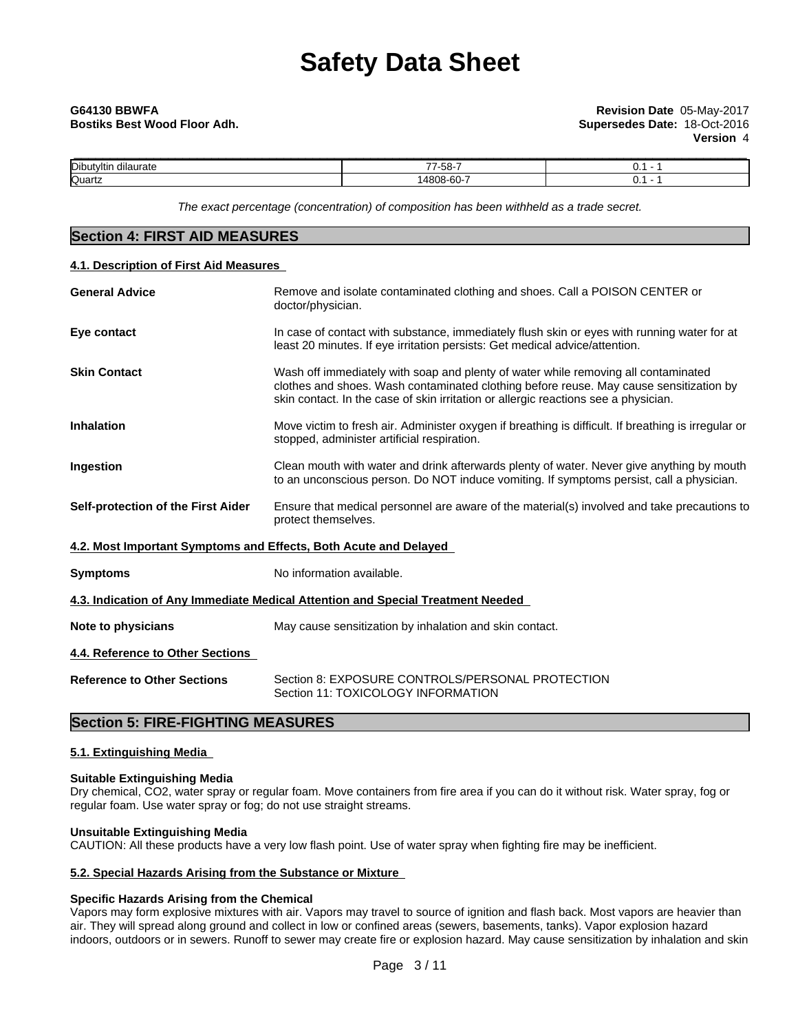| Dibutyltin dilaurate | 77-58-7 | 0.1 - 1 |
|---|---|---|
| Quartz | 14808-60-7 | 0.1 - 1 |

*The exact percentage (concentration) of composition has been withheld as a trade secret.*

## Section 4: FIRST AID MEASURES

### 4.1. Description of First Aid Measures

**General Advice** Remove and isolate contaminated clothing and shoes. Call a POISON CENTER or doctor/physician.

**Eye contact** In case of contact with substance, immediately flush skin or eyes with running water for at least 20 minutes. If eye irritation persists: Get medical advice/attention.

**Skin Contact** Wash off immediately with soap and plenty of water while removing all contaminated clothes and shoes. Wash contaminated clothing before reuse. May cause sensitization by skin contact. In the case of skin irritation or allergic reactions see a physician.

**Inhalation** Move victim to fresh air. Administer oxygen if breathing is difficult. If breathing is irregular or stopped, administer artificial respiration.

**Ingestion** Clean mouth with water and drink afterwards plenty of water. Never give anything by mouth to an unconscious person. Do NOT induce vomiting. If symptoms persist, call a physician.

**Self-protection of the First Aider** Ensure that medical personnel are aware of the material(s) involved and take precautions to protect themselves.

### 4.2. Most Important Symptoms and Effects, Both Acute and Delayed

**Symptoms** No information available.

### 4.3. Indication of Any Immediate Medical Attention and Special Treatment Needed

**Note to physicians** May cause sensitization by inhalation and skin contact.

### 4.4. Reference to Other Sections

**Reference to Other Sections** Section 8: EXPOSURE CONTROLS/PERSONAL PROTECTION
Section 11: TOXICOLOGY INFORMATION

## Section 5: FIRE-FIGHTING MEASURES

### 5.1. Extinguishing Media

**Suitable Extinguishing Media**
Dry chemical, $CO_2$, water spray or regular foam. Move containers from fire area if you can do it without risk. Water spray, fog or regular foam. Use water spray or fog; do not use straight streams.

**Unsuitable Extinguishing Media**
CAUTION: All these products have a very low flash point. Use of water spray when fighting fire may be inefficient.

### 5.2. Special Hazards Arising from the Substance or Mixture

**Specific Hazards Arising from the Chemical**
Vapors may form explosive mixtures with air. Vapors may travel to source of ignition and flash back. Most vapors are heavier than air. They will spread along ground and collect in low or confined areas (sewers, basements, tanks). Vapor explosion hazard indoors, outdoors or in sewers. Runoff to sewer may create fire or explosion hazard. May cause sensitization by inhalation and skin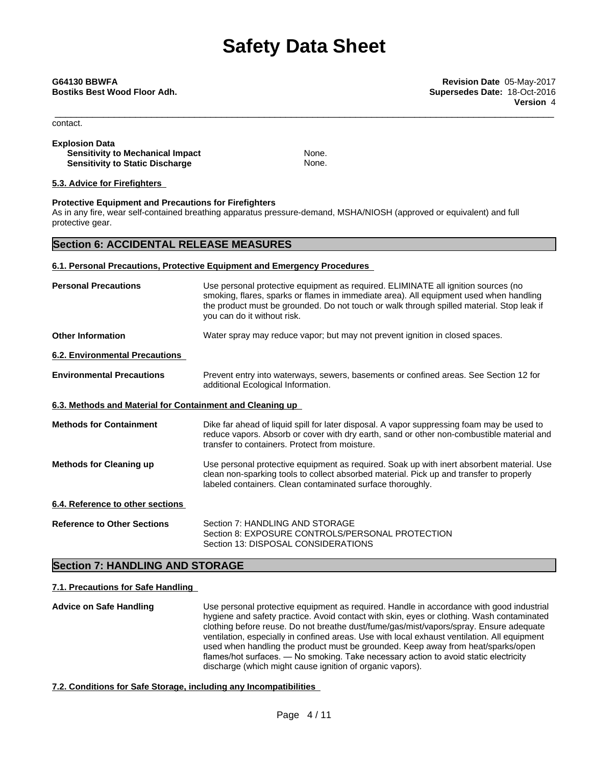contact.

**Explosion Data**

| | |
|---|---|
| **Sensitivity to Mechanical Impact** | None. |
| **Sensitivity to Static Discharge** | None. |

**5.3. Advice for Firefighters**

**Protective Equipment and Precautions for Firefighters**

As in any fire, wear self-contained breathing apparatus pressure-demand, MSHA/NIOSH (approved or equivalent) and full protective gear.

## Section 6: ACCIDENTAL RELEASE MEASURES

**6.1. Personal Precautions, Protective Equipment and Emergency Procedures**

**Personal Precautions**
Use personal protective equipment as required. ELIMINATE all ignition sources (no smoking, flares, sparks or flames in immediate area). All equipment used when handling the product must be grounded. Do not touch or walk through spilled material. Stop leak if you can do it without risk.

**Other Information**
Water spray may reduce vapor; but may not prevent ignition in closed spaces.

**6.2. Environmental Precautions**

**Environmental Precautions**
Prevent entry into waterways, sewers, basements or confined areas. See Section 12 for additional Ecological Information.

**6.3. Methods and Material for Containment and Cleaning up**

**Methods for Containment**
Dike far ahead of liquid spill for later disposal. A vapor suppressing foam may be used to reduce vapors. Absorb or cover with dry earth, sand or other non-combustible material and transfer to containers. Protect from moisture.

**Methods for Cleaning up**
Use personal protective equipment as required. Soak up with inert absorbent material. Use clean non-sparking tools to collect absorbed material. Pick up and transfer to properly labeled containers. Clean contaminated surface thoroughly.

**6.4. Reference to other sections**

**Reference to Other Sections**
Section 7: HANDLING AND STORAGE
Section 8: EXPOSURE CONTROLS/PERSONAL PROTECTION
Section 13: DISPOSAL CONSIDERATIONS

## Section 7: HANDLING AND STORAGE

**7.1. Precautions for Safe Handling**

**Advice on Safe Handling**
Use personal protective equipment as required. Handle in accordance with good industrial hygiene and safety practice. Avoid contact with skin, eyes or clothing. Wash contaminated clothing before reuse. Do not breathe dust/fume/gas/mist/vapors/spray. Ensure adequate ventilation, especially in confined areas. Use with local exhaust ventilation. All equipment used when handling the product must be grounded. Keep away from heat/sparks/open flames/hot surfaces. — No smoking. Take necessary action to avoid static electricity discharge (which might cause ignition of organic vapors).

**7.2. Conditions for Safe Storage, including any Incompatibilities**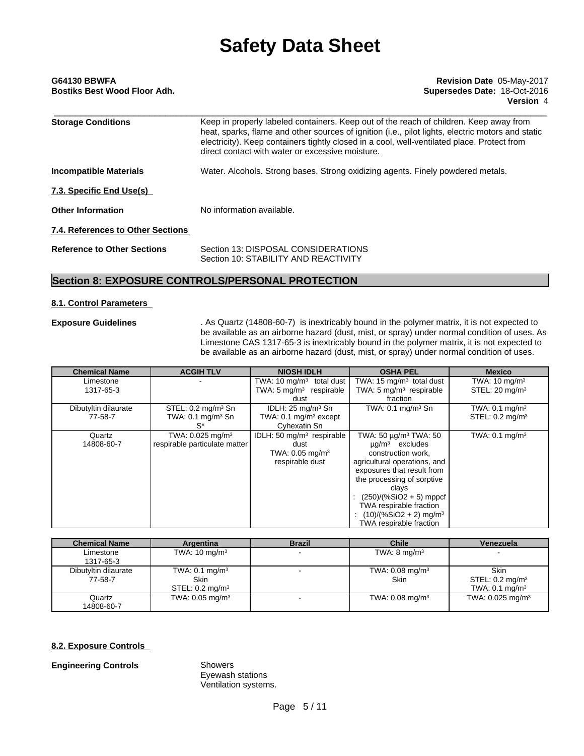# Safety Data Sheet

**G64130 BBWFA**
**Bostiks Best Wood Floor Adh.**

**Revision Date** 05-May-2017
**Supersedes Date:** 18-Oct-2016
**Version** 4

**Storage Conditions** Keep in properly labeled containers. Keep out of the reach of children. Keep away from heat, sparks, flame and other sources of ignition (i.e., pilot lights, electric motors and static electricity). Keep containers tightly closed in a cool, well-ventilated place. Protect from direct contact with water or excessive moisture.

**Incompatible Materials** Water. Alcohols. Strong bases. Strong oxidizing agents. Finely powdered metals.

**7.3. Specific End Use(s)**

**Other Information** No information available.

**7.4. References to Other Sections**

**Reference to Other Sections** Section 13: DISPOSAL CONSIDERATIONS
Section 10: STABILITY AND REACTIVITY

## Section 8: EXPOSURE CONTROLS/PERSONAL PROTECTION

**8.1. Control Parameters**

**Exposure Guidelines** . As Quartz (14808-60-7) is inextricably bound in the polymer matrix, it is not expected to be available as an airborne hazard (dust, mist, or spray) under normal condition of uses. As Limestone CAS 1317-65-3 is inextricably bound in the polymer matrix, it is not expected to be available as an airborne hazard (dust, mist, or spray) under normal condition of uses.

| Chemical Name | ACGIH TLV | NIOSH IDLH | OSHA PEL | Mexico |
|---|---|---|---|---|
| Limestone<br>1317-65-3 | - | TWA: 10 mg/m³ total dust<br>TWA: 5 mg/m³ respirable dust | TWA: 15 mg/m³ total dust<br>TWA: 5 mg/m³ respirable fraction | TWA: 10 mg/m³<br>STEL: 20 mg/m³ |
| Dibutyltin dilaurate<br>77-58-7 | STEL: 0.2 mg/m³ Sn<br>TWA: 0.1 mg/m³ Sn<br>S* | IDLH: 25 mg/m³ Sn<br>TWA: 0.1 mg/m³ except Cyhexatin Sn | TWA: 0.1 mg/m³ Sn | TWA: 0.1 mg/m³<br>STEL: 0.2 mg/m³ |
| Quartz<br>14808-60-7 | TWA: 0.025 mg/m³ respirable particulate matter | IDLH: 50 mg/m³ respirable dust<br>TWA: 0.05 mg/m³ respirable dust | TWA: 50 µg/m³ TWA: 50 µg/m³ excludes construction work, agricultural operations, and exposures that result from the processing of sorptive clays<br>: (250)/(%SiO2 + 5) mppcf TWA respirable fraction<br>: (10)/(%SiO2 + 2) mg/m³ TWA respirable fraction | TWA: 0.1 mg/m³ |

| Chemical Name | Argentina | Brazil | Chile | Venezuela |
|---|---|---|---|---|
| Limestone<br>1317-65-3 | TWA: 10 mg/m³ | - | TWA: 8 mg/m³ | - |
| Dibutyltin dilaurate<br>77-58-7 | TWA: 0.1 mg/m³<br>Skin<br>STEL: 0.2 mg/m³ | - | TWA: 0.08 mg/m³<br>Skin | Skin<br>STEL: 0.2 mg/m³<br>TWA: 0.1 mg/m³ |
| Quartz<br>14808-60-7 | TWA: 0.05 mg/m³ | - | TWA: 0.08 mg/m³ | TWA: 0.025 mg/m³ |

**8.2. Exposure Controls**

**Engineering Controls** Showers
Eyewash stations
Ventilation systems.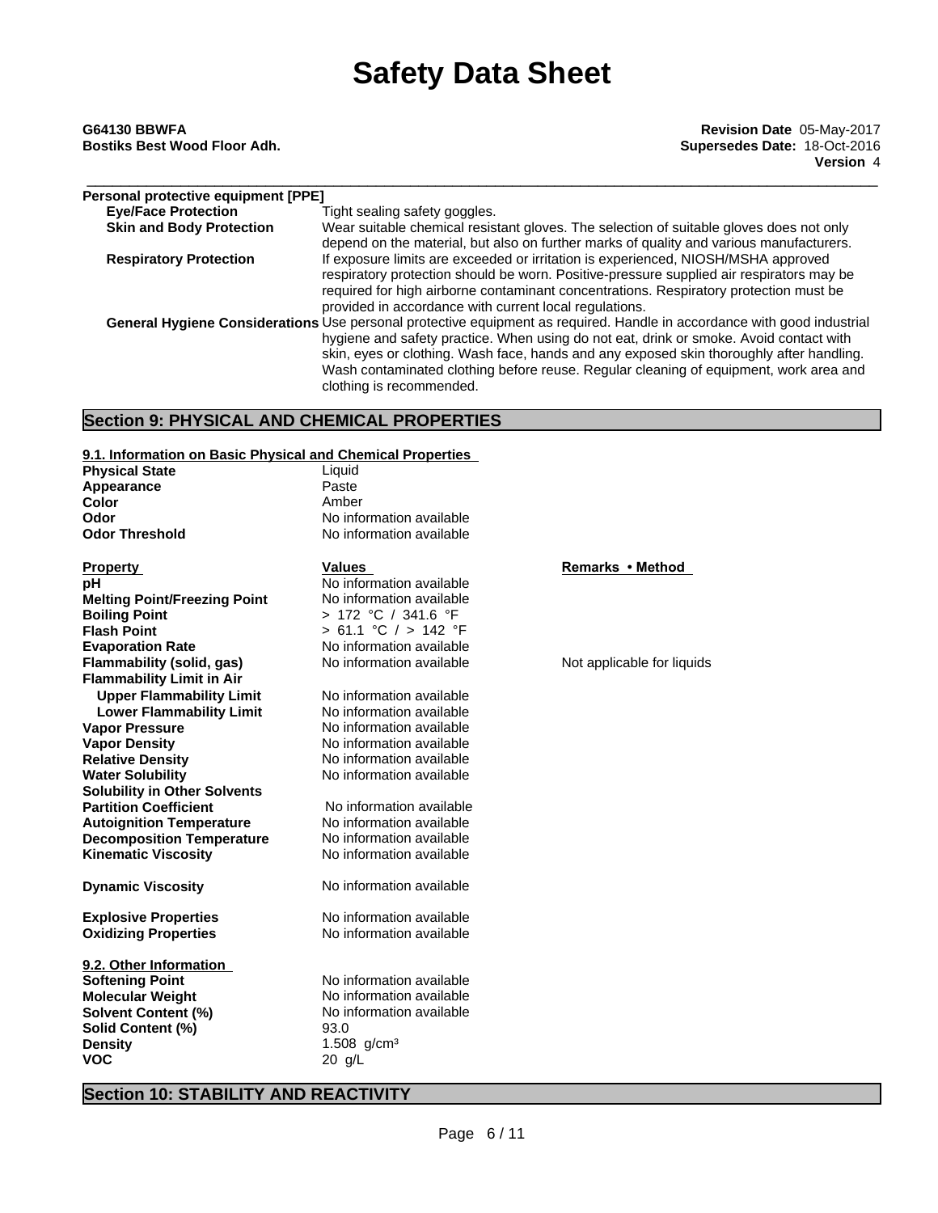**Personal protective equipment [PPE]**

| | |
|---|---|
| **Eye/Face Protection** | Tight sealing safety goggles. |
| **Skin and Body Protection** | Wear suitable chemical resistant gloves. The selection of suitable gloves does not only depend on the material, but also on further marks of quality and various manufacturers. |
| **Respiratory Protection** | If exposure limits are exceeded or irritation is experienced, NIOSH/MSHA approved respiratory protection should be worn. Positive-pressure supplied air respirators may be required for high airborne contaminant concentrations. Respiratory protection must be provided in accordance with current local regulations. |
| **General Hygiene Considerations** | Use personal protective equipment as required. Handle in accordance with good industrial hygiene and safety practice. When using do not eat, drink or smoke. Avoid contact with skin, eyes or clothing. Wash face, hands and any exposed skin thoroughly after handling. Wash contaminated clothing before reuse. Regular cleaning of equipment, work area and clothing is recommended. |

## Section 9: PHYSICAL AND CHEMICAL PROPERTIES

### 9.1. Information on Basic Physical and Chemical Properties

| | |
|---|---|
| **Physical State** | Liquid |
| **Appearance** | Paste |
| **Color** | Amber |
| **Odor** | No information available |
| **Odor Threshold** | No information available |

| **Property** | **Values** | **Remarks • Method** |
|---|---|---|
| **pH** | No information available | |
| **Melting Point/Freezing Point** | No information available | |
| **Boiling Point** | > 172 °C / 341.6 °F | |
| **Flash Point** | > 61.1 °C / > 142 °F | |
| **Evaporation Rate** | No information available | |
| **Flammability (solid, gas)** | No information available | Not applicable for liquids |
| **Flammability Limit in Air** | | |
| **Upper Flammability Limit** | No information available | |
| **Lower Flammability Limit** | No information available | |
| **Vapor Pressure** | No information available | |
| **Vapor Density** | No information available | |
| **Relative Density** | No information available | |
| **Water Solubility** | No information available | |
| **Solubility in Other Solvents** | | |
| **Partition Coefficient** | No information available | |
| **Autoignition Temperature** | No information available | |
| **Decomposition Temperature** | No information available | |
| **Kinematic Viscosity** | No information available | |
| **Dynamic Viscosity** | No information available | |
| **Explosive Properties** | No information available | |
| **Oxidizing Properties** | No information available | |

### 9.2. Other Information

| | |
|---|---|
| **Softening Point** | No information available |
| **Molecular Weight** | No information available |
| **Solvent Content (%)** | No information available |
| **Solid Content (%)** | 93.0 |
| **Density** | 1.508 g/cm³ |
| **VOC** | 20 g/L |

## Section 10: STABILITY AND REACTIVITY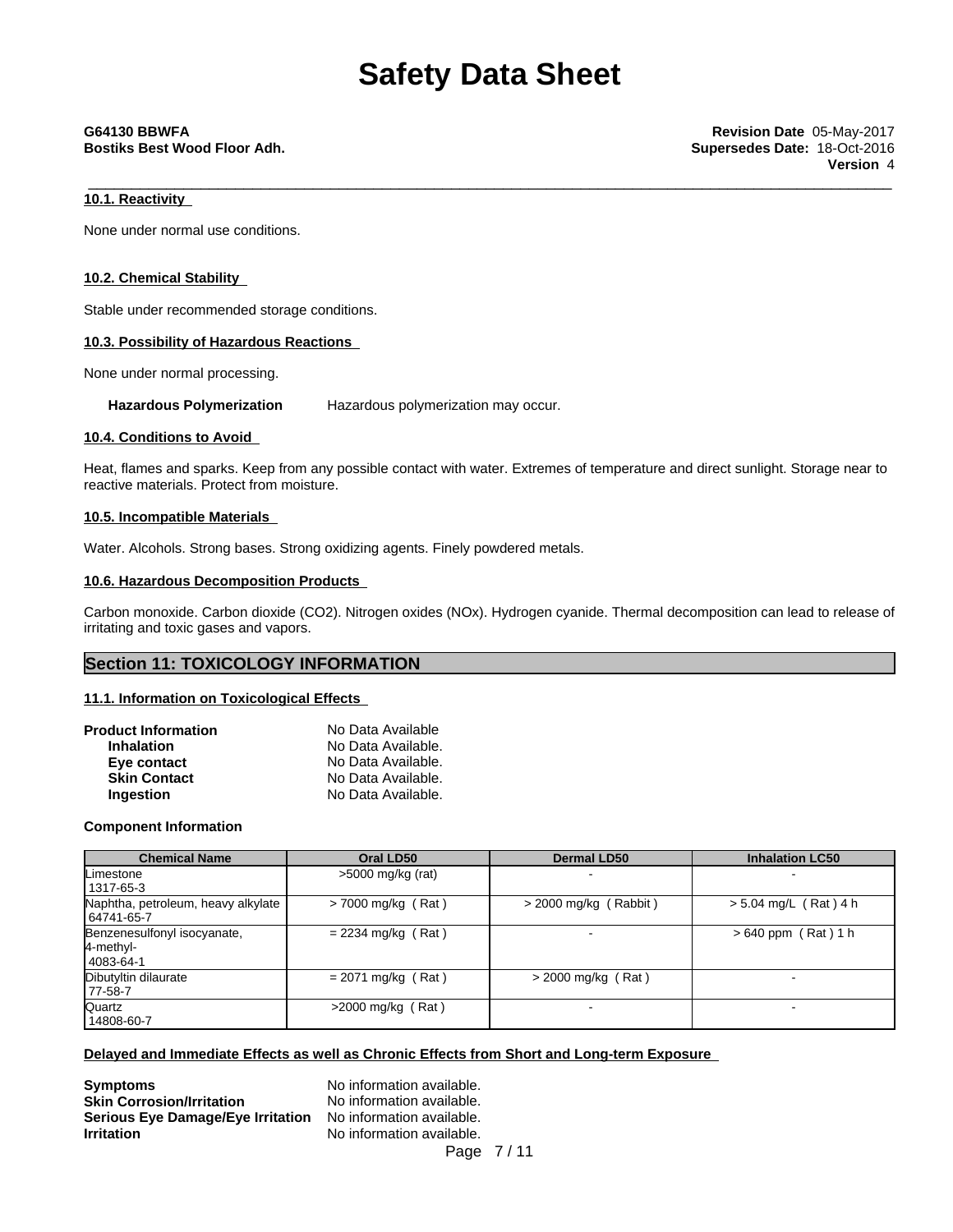### 10.1. Reactivity

None under normal use conditions.

### 10.2. Chemical Stability

Stable under recommended storage conditions.

### 10.3. Possibility of Hazardous Reactions

None under normal processing.

**Hazardous Polymerization** Hazardous polymerization may occur.

### 10.4. Conditions to Avoid

Heat, flames and sparks. Keep from any possible contact with water. Extremes of temperature and direct sunlight. Storage near to reactive materials. Protect from moisture.

### 10.5. Incompatible Materials

Water. Alcohols. Strong bases. Strong oxidizing agents. Finely powdered metals.

### 10.6. Hazardous Decomposition Products

Carbon monoxide. Carbon dioxide ($CO_2$). Nitrogen oxides ($NO_x$). Hydrogen cyanide. Thermal decomposition can lead to release of irritating and toxic gases and vapors.

## Section 11: TOXICOLOGY INFORMATION

### 11.1. Information on Toxicological Effects

**Product Information** No Data Available

- **Inhalation** No Data Available.
- **Eye contact** No Data Available.
- **Skin Contact** No Data Available.
- **Ingestion** No Data Available.

**Component Information**

| Chemical Name | Oral LD50 | Dermal LD50 | Inhalation LC50 |
|---|---|---|---|
| Limestone 1317-65-3 | >5000 mg/kg (rat) | - | - |
| Naphtha, petroleum, heavy alkylate 64741-65-7 | > 7000 mg/kg ( Rat ) | > 2000 mg/kg ( Rabbit ) | > 5.04 mg/L ( Rat ) 4 h |
| Benzenesulfonyl isocyanate, 4-methyl- 4083-64-1 | = 2234 mg/kg ( Rat ) | - | > 640 ppm ( Rat ) 1 h |
| Dibutyltin dilaurate 77-58-7 | = 2071 mg/kg ( Rat ) | > 2000 mg/kg ( Rat ) | - |
| Quartz 14808-60-7 | >2000 mg/kg ( Rat ) | - | - |

**Delayed and Immediate Effects as well as Chronic Effects from Short and Long-term Exposure**

**Symptoms** No information available.
**Skin Corrosion/Irritation** No information available.
**Serious Eye Damage/Eye Irritation** No information available.
**Irritation** No information available.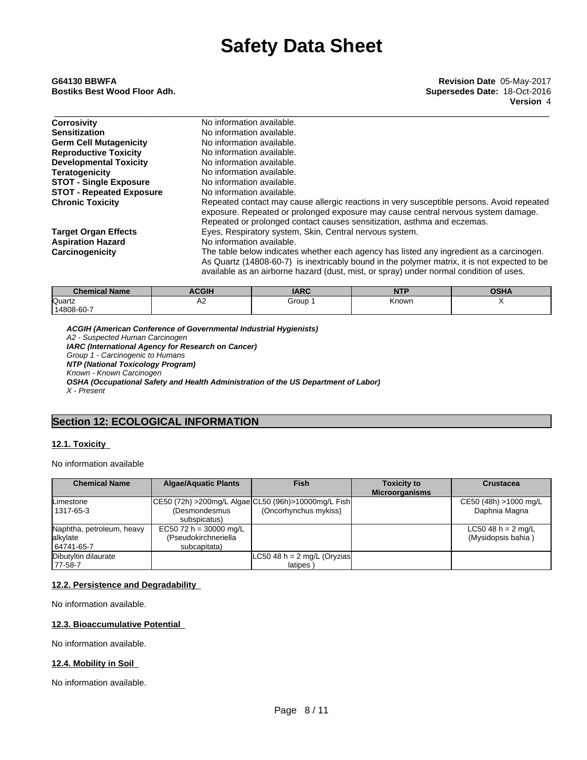| | |
|---|---|
| **Corrosivity** | No information available. |
| **Sensitization** | No information available. |
| **Germ Cell Mutagenicity** | No information available. |
| **Reproductive Toxicity** | No information available. |
| **Developmental Toxicity** | No information available. |
| **Teratogenicity** | No information available. |
| **STOT - Single Exposure** | No information available. |
| **STOT - Repeated Exposure** | No information available. |
| **Chronic Toxicity** | Repeated contact may cause allergic reactions in very susceptible persons. Avoid repeated exposure. Repeated or prolonged exposure may cause central nervous system damage. Repeated or prolonged contact causes sensitization, asthma and eczemas. |
| **Target Organ Effects** | Eyes, Respiratory system, Skin, Central nervous system. |
| **Aspiration Hazard** | No information available. |
| **Carcinogenicity** | The table below indicates whether each agency has listed any ingredient as a carcinogen. As Quartz (14808-60-7) is inextricably bound in the polymer matrix, it is not expected to be available as an airborne hazard (dust, mist, or spray) under normal condition of uses. |

| Chemical Name | ACGIH | IARC | NTP | OSHA |
|---|---|---|---|---|
| Quartz<br>14808-60-7 | A2 | Group 1 | Known | X |

***ACGIH (American Conference of Governmental Industrial Hygienists)***
*A2 - Suspected Human Carcinogen*
***IARC (International Agency for Research on Cancer)***
*Group 1 - Carcinogenic to Humans*
***NTP (National Toxicology Program)***
*Known - Known Carcinogen*
***OSHA (Occupational Safety and Health Administration of the US Department of Labor)***
*X - Present*

## Section 12: ECOLOGICAL INFORMATION

### 12.1. Toxicity

No information available

| Chemical Name | Algae/Aquatic Plants | Fish | Toxicity to Microorganisms | Crustacea |
|---|---|---|---|---|
| Limestone<br>1317-65-3 | CE50 (72h) >200mg/L Algae (Desmondesmus subspicatus) | CL50 (96h)>10000mg/L Fish (Oncorhynchus mykiss) | | CE50 (48h) >1000 mg/L Daphnia Magna |
| Naphtha, petroleum, heavy alkylate<br>64741-65-7 | EC50 72 h = 30000 mg/L (Pseudokirchneriella subcapitata) | | | LC50 48 h = 2 mg/L (Mysidopsis bahia ) |
| Dibutyltin dilaurate<br>77-58-7 | | LC50 48 h = 2 mg/L (Oryzias latipes ) | | |

### 12.2. Persistence and Degradability

No information available.

### 12.3. Bioaccumulative Potential

No information available.

### 12.4. Mobility in Soil

No information available.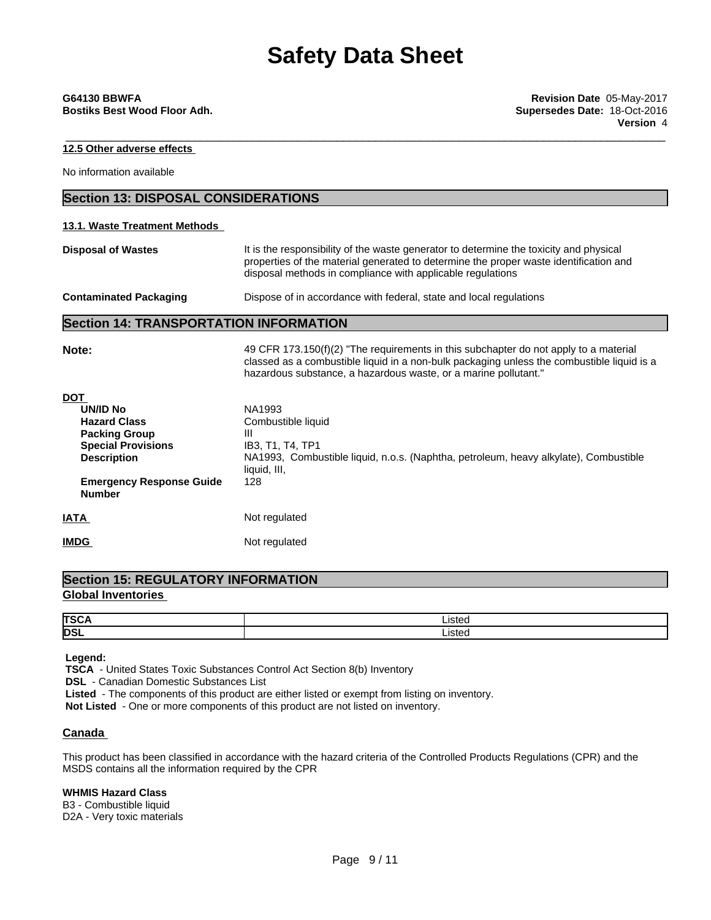#### 12.5 Other adverse effects

No information available

## Section 13: DISPOSAL CONSIDERATIONS

#### 13.1. Waste Treatment Methods

**Disposal of Wastes** — It is the responsibility of the waste generator to determine the toxicity and physical properties of the material generated to determine the proper waste identification and disposal methods in compliance with applicable regulations

**Contaminated Packaging** — Dispose of in accordance with federal, state and local regulations

## Section 14: TRANSPORTATION INFORMATION

**Note:** 49 CFR 173.150(f)(2) "The requirements in this subchapter do not apply to a material classed as a combustible liquid in a non-bulk packaging unless the combustible liquid is a hazardous substance, a hazardous waste, or a marine pollutant."

**DOT**

- **UN/ID No**: NA1993
- **Hazard Class**: Combustible liquid
- **Packing Group**: III
- **Special Provisions**: IB3, T1, T4, TP1
- **Description**: NA1993, Combustible liquid, n.o.s. (Naphtha, petroleum, heavy alkylate), Combustible liquid, III,
- **Emergency Response Guide Number**: 128

**IATA** — Not regulated

**IMDG** — Not regulated

## Section 15: REGULATORY INFORMATION

### Global Inventories

| | |
|---|---|
| **TSCA** | Listed |
| **DSL** | Listed |

**Legend:**
**TSCA** - United States Toxic Substances Control Act Section 8(b) Inventory
**DSL** - Canadian Domestic Substances List
**Listed** - The components of this product are either listed or exempt from listing on inventory.
**Not Listed** - One or more components of this product are not listed on inventory.

### Canada

This product has been classified in accordance with the hazard criteria of the Controlled Products Regulations (CPR) and the MSDS contains all the information required by the CPR

**WHMIS Hazard Class**
B3 - Combustible liquid
D2A - Very toxic materials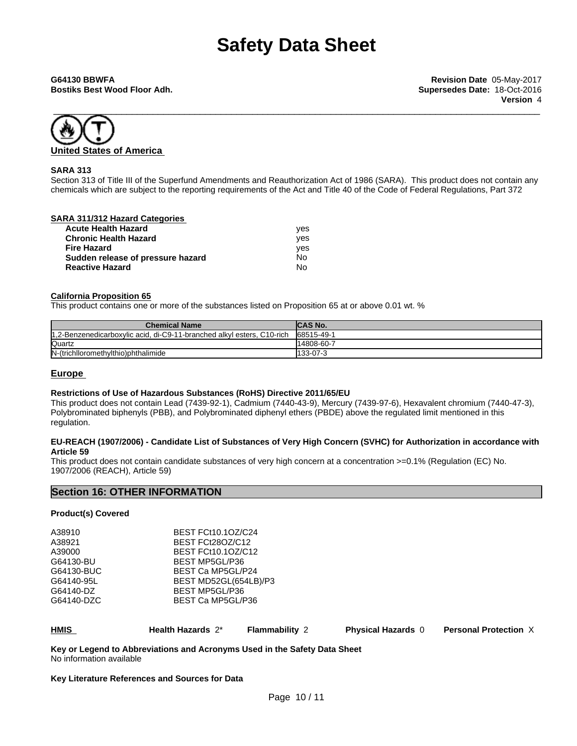# Safety Data Sheet

**G64130 BBWFA**
**Bostiks Best Wood Floor Adh.**

**Revision Date** 05-May-2017
**Supersedes Date:** 18-Oct-2016
**Version** 4

## United States of America

### SARA 313

Section 313 of Title III of the Superfund Amendments and Reauthorization Act of 1986 (SARA). This product does not contain any chemicals which are subject to the reporting requirements of the Act and Title 40 of the Code of Federal Regulations, Part 372

### SARA 311/312 Hazard Categories

| | |
|---|---|
| **Acute Health Hazard** | yes |
| **Chronic Health Hazard** | yes |
| **Fire Hazard** | yes |
| **Sudden release of pressure hazard** | No |
| **Reactive Hazard** | No |

### California Proposition 65

This product contains one or more of the substances listed on Proposition 65 at or above 0.01 wt. %

| Chemical Name | CAS No. |
|---|---|
| 1,2-Benzenedicarboxylic acid, di-C9-11-branched alkyl esters, C10-rich | 68515-49-1 |
| Quartz | 14808-60-7 |
| N-(trichlloromethylthio)phthalimide | 133-07-3 |

## Europe

### Restrictions of Use of Hazardous Substances (RoHS) Directive 2011/65/EU

This product does not contain Lead (7439-92-1), Cadmium (7440-43-9), Mercury (7439-97-6), Hexavalent chromium (7440-47-3), Polybrominated biphenyls (PBB), and Polybrominated diphenyl ethers (PBDE) above the regulated limit mentioned in this regulation.

### EU-REACH (1907/2006) - Candidate List of Substances of Very High Concern (SVHC) for Authorization in accordance with Article 59

This product does not contain candidate substances of very high concern at a concentration >=0.1% (Regulation (EC) No. 1907/2006 (REACH), Article 59)

## Section 16: OTHER INFORMATION

### Product(s) Covered

| | |
|---|---|
| A38910 | BEST FCt10.1OZ/C24 |
| A38921 | BEST FCt28OZ/C12 |
| A39000 | BEST FCt10.1OZ/C12 |
| G64130-BU | BEST MP5GL/P36 |
| G64130-BUC | BEST Ca MP5GL/P24 |
| G64140-95L | BEST MD52GL(654LB)/P3 |
| G64140-DZ | BEST MP5GL/P36 |
| G64140-DZC | BEST Ca MP5GL/P36 |

**HMIS** | **Health Hazards** 2* | **Flammability** 2 | **Physical Hazards** 0 | **Personal Protection** X

**Key or Legend to Abbreviations and Acronyms Used in the Safety Data Sheet**
No information available

**Key Literature References and Sources for Data**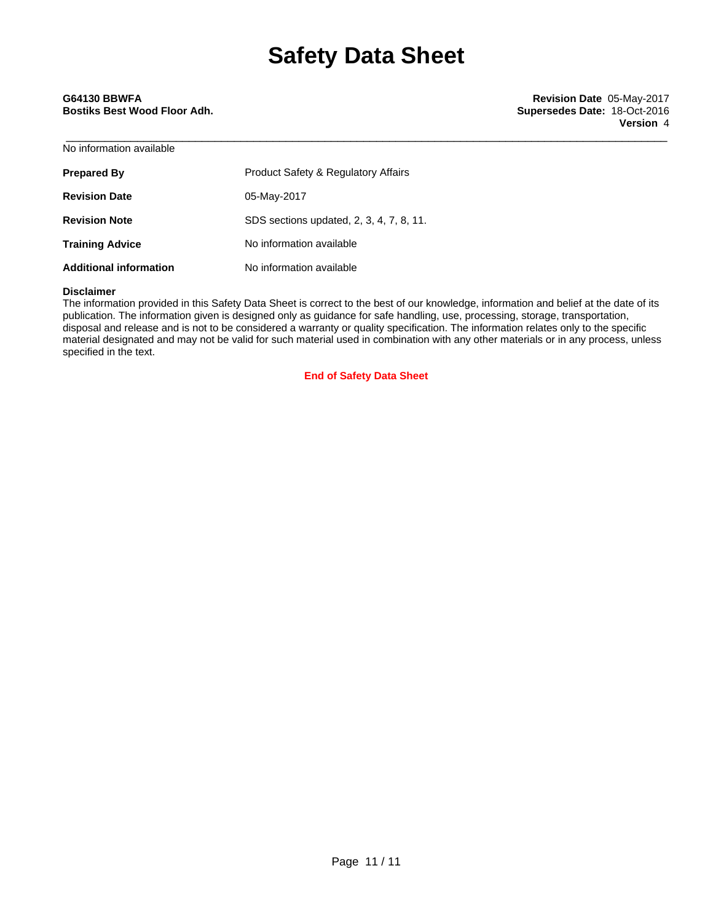No information available

| | |
|---|---|
| **Prepared By** | Product Safety & Regulatory Affairs |
| **Revision Date** | 05-May-2017 |
| **Revision Note** | SDS sections updated, 2, 3, 4, 7, 8, 11. |
| **Training Advice** | No information available |
| **Additional information** | No information available |

**Disclaimer**

The information provided in this Safety Data Sheet is correct to the best of our knowledge, information and belief at the date of its publication. The information given is designed only as guidance for safe handling, use, processing, storage, transportation, disposal and release and is not to be considered a warranty or quality specification. The information relates only to the specific material designated and may not be valid for such material used in combination with any other materials or in any process, unless specified in the text.

**End of Safety Data Sheet**